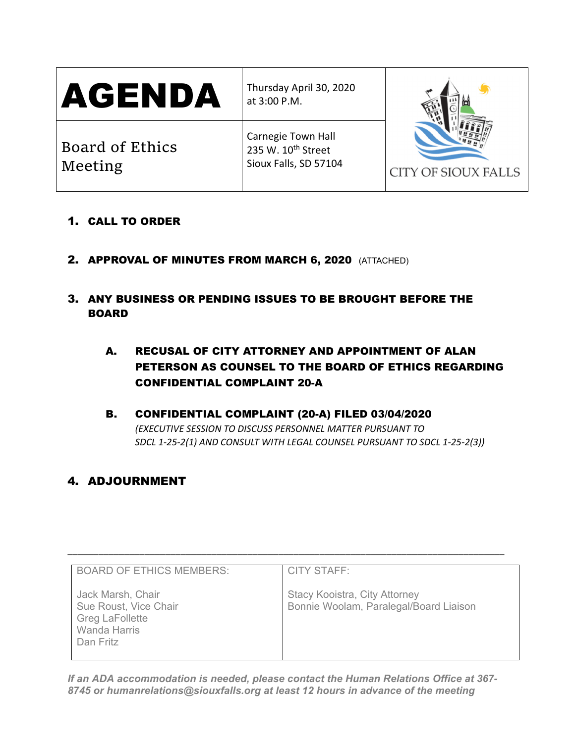| # AGENDA | Thursday April 30, 2020 at 3:00 P.M. | CITY OF SIOUX FALLS |
|---|---|---|
| Board of Ethics Meeting | Carnegie Town Hall<br>235 W. 10th Street<br>Sioux Falls, SD 57104 | |

1. **CALL TO ORDER**

2. **APPROVAL OF MINUTES FROM MARCH 6, 2020** (ATTACHED)

3. **ANY BUSINESS OR PENDING ISSUES TO BE BROUGHT BEFORE THE BOARD**

   A. **RECUSAL OF CITY ATTORNEY AND APPOINTMENT OF ALAN PETERSON AS COUNSEL TO THE BOARD OF ETHICS REGARDING CONFIDENTIAL COMPLAINT 20-A**

   B. **CONFIDENTIAL COMPLAINT (20-A) FILED 03/04/2020**
   *(EXECUTIVE SESSION TO DISCUSS PERSONNEL MATTER PURSUANT TO SDCL 1-25-2(1) AND CONSULT WITH LEGAL COUNSEL PURSUANT TO SDCL 1-25-2(3))*

4. **ADJOURNMENT**

---

| BOARD OF ETHICS MEMBERS: | CITY STAFF: |
|---|---|
| Jack Marsh, Chair<br>Sue Roust, Vice Chair<br>Greg LaFollette<br>Wanda Harris<br>Dan Fritz | Stacy Kooistra, City Attorney<br>Bonnie Woolam, Paralegal/Board Liaison |

***If an ADA accommodation is needed, please contact the Human Relations Office at 367-8745 or humanrelations@siouxfalls.org at least 12 hours in advance of the meeting***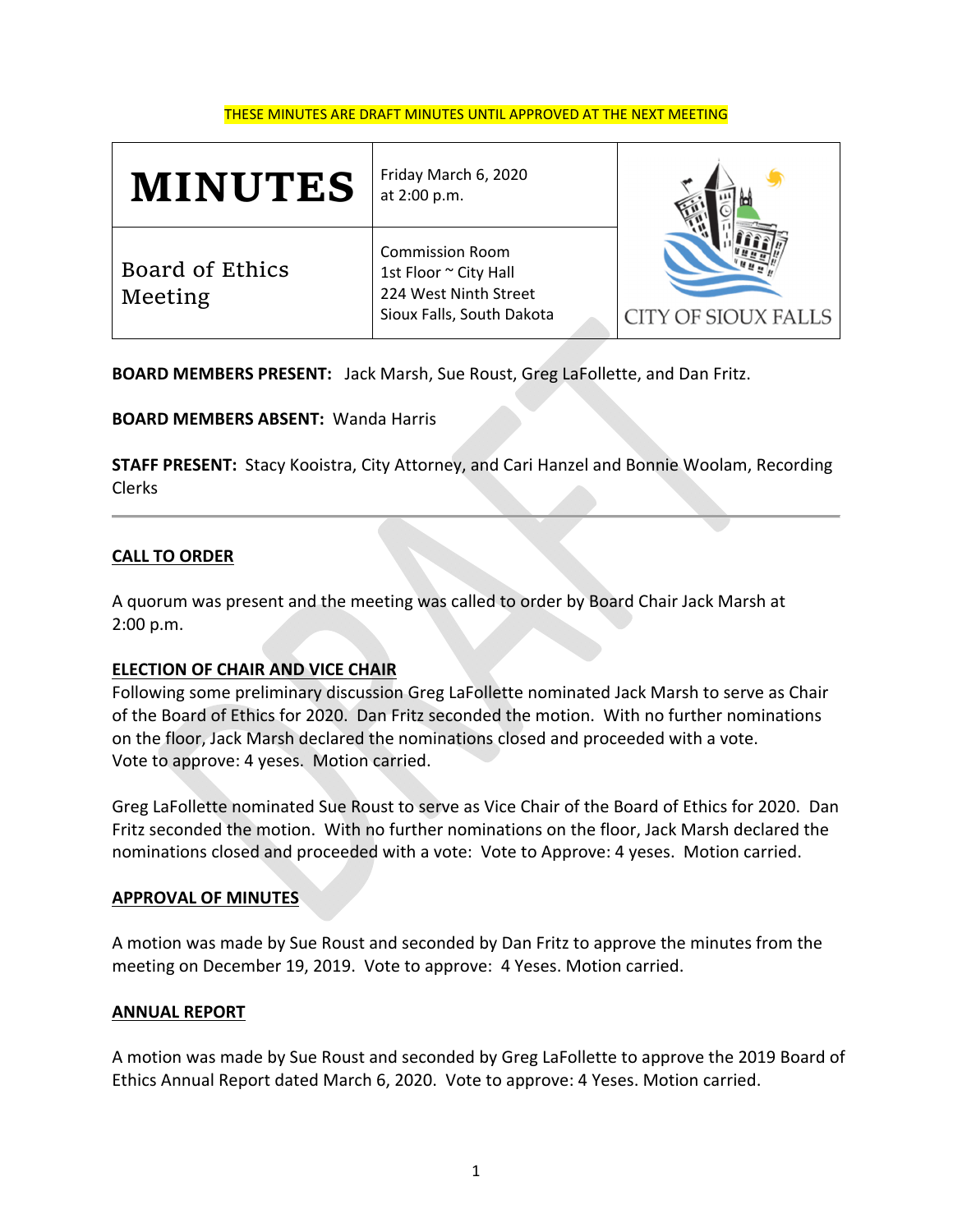THESE MINUTES ARE DRAFT MINUTES UNTIL APPROVED AT THE NEXT MEETING

| MINUTES | Friday March 6, 2020 at 2:00 p.m. | CITY OF SIOUX FALLS |
| --- | --- | --- |
| Board of Ethics Meeting | Commission Room 1st Floor ~ City Hall 224 West Ninth Street Sioux Falls, South Dakota | |

**BOARD MEMBERS PRESENT:** Jack Marsh, Sue Roust, Greg LaFollette, and Dan Fritz.

**BOARD MEMBERS ABSENT:** Wanda Harris

**STAFF PRESENT:** Stacy Kooistra, City Attorney, and Cari Hanzel and Bonnie Woolam, Recording Clerks

---

## CALL TO ORDER

A quorum was present and the meeting was called to order by Board Chair Jack Marsh at 2:00 p.m.

## ELECTION OF CHAIR AND VICE CHAIR

Following some preliminary discussion Greg LaFollette nominated Jack Marsh to serve as Chair of the Board of Ethics for 2020. Dan Fritz seconded the motion. With no further nominations on the floor, Jack Marsh declared the nominations closed and proceeded with a vote. Vote to approve: 4 yeses. Motion carried.

Greg LaFollette nominated Sue Roust to serve as Vice Chair of the Board of Ethics for 2020. Dan Fritz seconded the motion. With no further nominations on the floor, Jack Marsh declared the nominations closed and proceeded with a vote: Vote to Approve: 4 yeses. Motion carried.

## APPROVAL OF MINUTES

A motion was made by Sue Roust and seconded by Dan Fritz to approve the minutes from the meeting on December 19, 2019. Vote to approve: 4 Yeses. Motion carried.

## ANNUAL REPORT

A motion was made by Sue Roust and seconded by Greg LaFollette to approve the 2019 Board of Ethics Annual Report dated March 6, 2020. Vote to approve: 4 Yeses. Motion carried.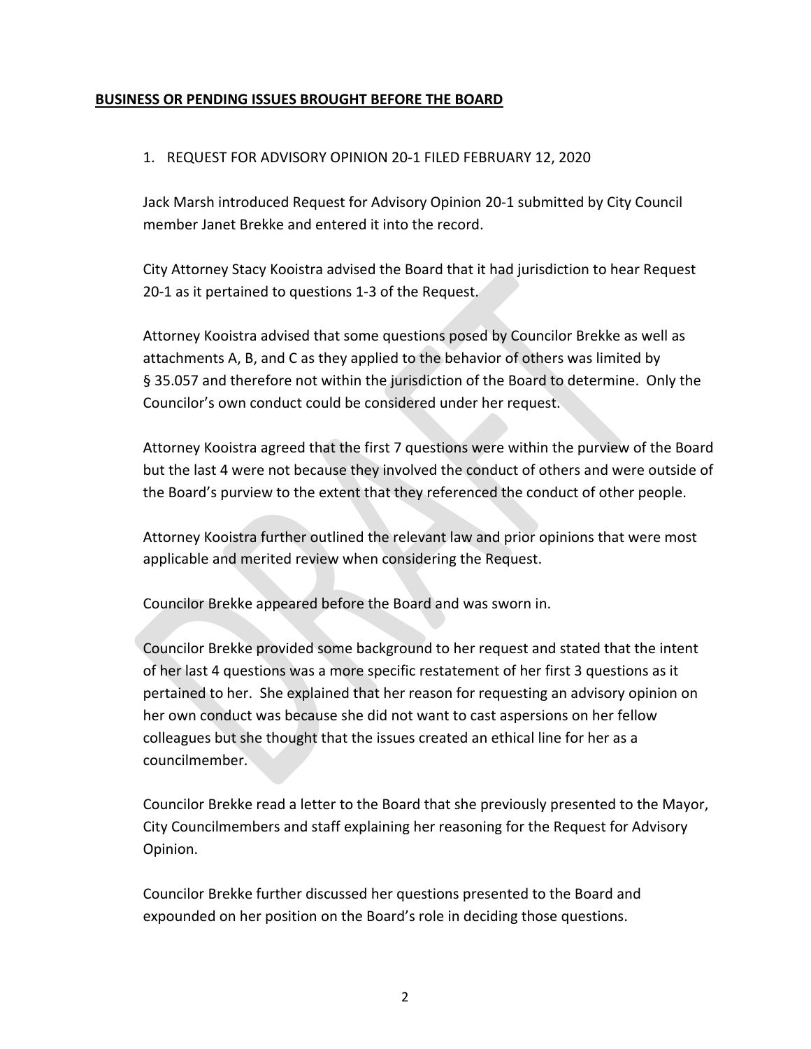## **BUSINESS OR PENDING ISSUES BROUGHT BEFORE THE BOARD**

1. REQUEST FOR ADVISORY OPINION 20-1 FILED FEBRUARY 12, 2020

Jack Marsh introduced Request for Advisory Opinion 20-1 submitted by City Council member Janet Brekke and entered it into the record.

City Attorney Stacy Kooistra advised the Board that it had jurisdiction to hear Request 20-1 as it pertained to questions 1-3 of the Request.

Attorney Kooistra advised that some questions posed by Councilor Brekke as well as attachments A, B, and C as they applied to the behavior of others was limited by § 35.057 and therefore not within the jurisdiction of the Board to determine. Only the Councilor's own conduct could be considered under her request.

Attorney Kooistra agreed that the first 7 questions were within the purview of the Board but the last 4 were not because they involved the conduct of others and were outside of the Board's purview to the extent that they referenced the conduct of other people.

Attorney Kooistra further outlined the relevant law and prior opinions that were most applicable and merited review when considering the Request.

Councilor Brekke appeared before the Board and was sworn in.

Councilor Brekke provided some background to her request and stated that the intent of her last 4 questions was a more specific restatement of her first 3 questions as it pertained to her. She explained that her reason for requesting an advisory opinion on her own conduct was because she did not want to cast aspersions on her fellow colleagues but she thought that the issues created an ethical line for her as a councilmember.

Councilor Brekke read a letter to the Board that she previously presented to the Mayor, City Councilmembers and staff explaining her reasoning for the Request for Advisory Opinion.

Councilor Brekke further discussed her questions presented to the Board and expounded on her position on the Board's role in deciding those questions.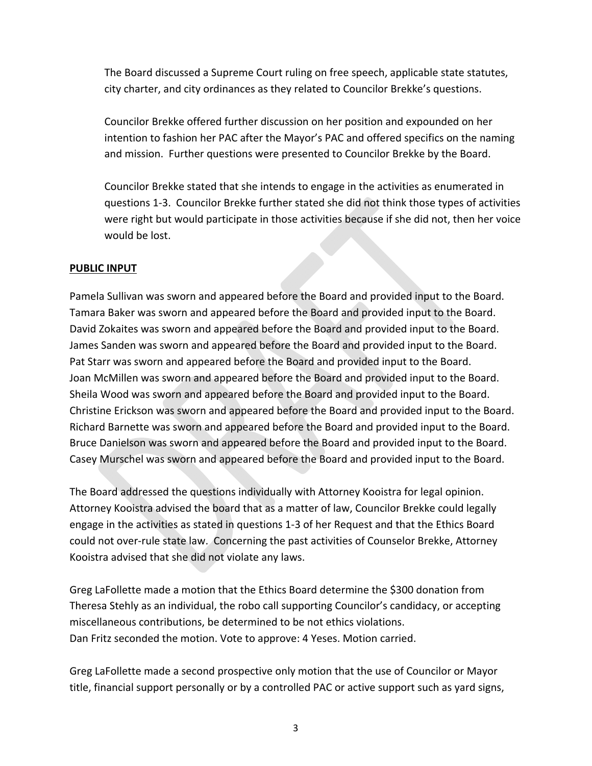The Board discussed a Supreme Court ruling on free speech, applicable state statutes, city charter, and city ordinances as they related to Councilor Brekke's questions.

Councilor Brekke offered further discussion on her position and expounded on her intention to fashion her PAC after the Mayor's PAC and offered specifics on the naming and mission. Further questions were presented to Councilor Brekke by the Board.

Councilor Brekke stated that she intends to engage in the activities as enumerated in questions 1-3. Councilor Brekke further stated she did not think those types of activities were right but would participate in those activities because if she did not, then her voice would be lost.

**PUBLIC INPUT**

Pamela Sullivan was sworn and appeared before the Board and provided input to the Board.
Tamara Baker was sworn and appeared before the Board and provided input to the Board.
David Zokaites was sworn and appeared before the Board and provided input to the Board.
James Sanden was sworn and appeared before the Board and provided input to the Board.
Pat Starr was sworn and appeared before the Board and provided input to the Board.
Joan McMillen was sworn and appeared before the Board and provided input to the Board.
Sheila Wood was sworn and appeared before the Board and provided input to the Board.
Christine Erickson was sworn and appeared before the Board and provided input to the Board.
Richard Barnette was sworn and appeared before the Board and provided input to the Board.
Bruce Danielson was sworn and appeared before the Board and provided input to the Board.
Casey Murschel was sworn and appeared before the Board and provided input to the Board.

The Board addressed the questions individually with Attorney Kooistra for legal opinion. Attorney Kooistra advised the board that as a matter of law, Councilor Brekke could legally engage in the activities as stated in questions 1-3 of her Request and that the Ethics Board could not over-rule state law. Concerning the past activities of Counselor Brekke, Attorney Kooistra advised that she did not violate any laws.

Greg LaFollette made a motion that the Ethics Board determine the $300 donation from Theresa Stehly as an individual, the robo call supporting Councilor's candidacy, or accepting miscellaneous contributions, be determined to be not ethics violations.
Dan Fritz seconded the motion. Vote to approve: 4 Yeses. Motion carried.

Greg LaFollette made a second prospective only motion that the use of Councilor or Mayor title, financial support personally or by a controlled PAC or active support such as yard signs,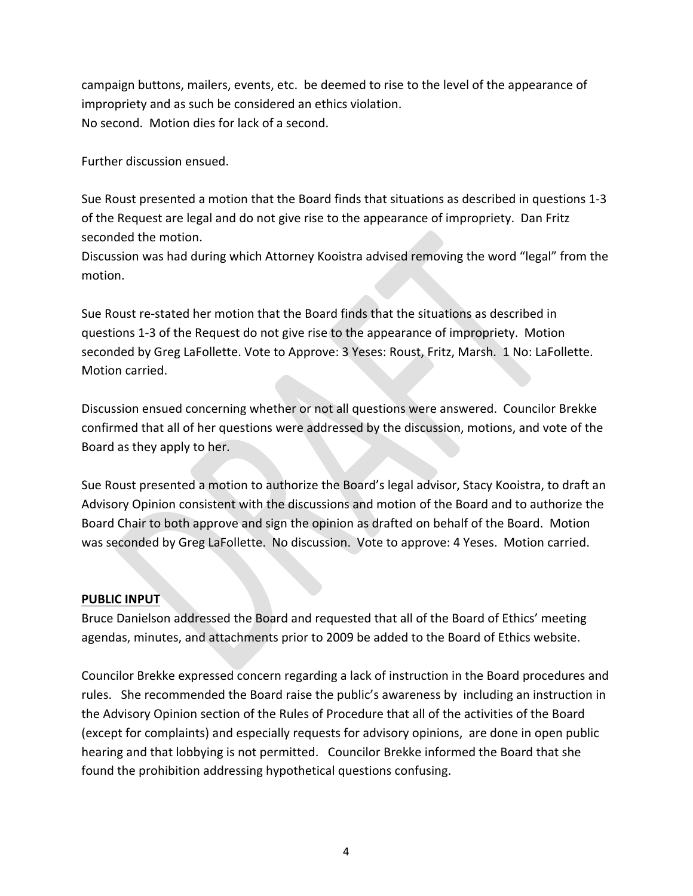campaign buttons, mailers, events, etc. be deemed to rise to the level of the appearance of impropriety and as such be considered an ethics violation.
No second. Motion dies for lack of a second.

Further discussion ensued.

Sue Roust presented a motion that the Board finds that situations as described in questions 1-3 of the Request are legal and do not give rise to the appearance of impropriety. Dan Fritz seconded the motion.
Discussion was had during which Attorney Kooistra advised removing the word "legal" from the motion.

Sue Roust re-stated her motion that the Board finds that the situations as described in questions 1-3 of the Request do not give rise to the appearance of impropriety. Motion seconded by Greg LaFollette. Vote to Approve: 3 Yeses: Roust, Fritz, Marsh. 1 No: LaFollette. Motion carried.

Discussion ensued concerning whether or not all questions were answered. Councilor Brekke confirmed that all of her questions were addressed by the discussion, motions, and vote of the Board as they apply to her.

Sue Roust presented a motion to authorize the Board's legal advisor, Stacy Kooistra, to draft an Advisory Opinion consistent with the discussions and motion of the Board and to authorize the Board Chair to both approve and sign the opinion as drafted on behalf of the Board. Motion was seconded by Greg LaFollette. No discussion. Vote to approve: 4 Yeses. Motion carried.

**PUBLIC INPUT**

Bruce Danielson addressed the Board and requested that all of the Board of Ethics' meeting agendas, minutes, and attachments prior to 2009 be added to the Board of Ethics website.

Councilor Brekke expressed concern regarding a lack of instruction in the Board procedures and rules. She recommended the Board raise the public's awareness by including an instruction in the Advisory Opinion section of the Rules of Procedure that all of the activities of the Board (except for complaints) and especially requests for advisory opinions, are done in open public hearing and that lobbying is not permitted. Councilor Brekke informed the Board that she found the prohibition addressing hypothetical questions confusing.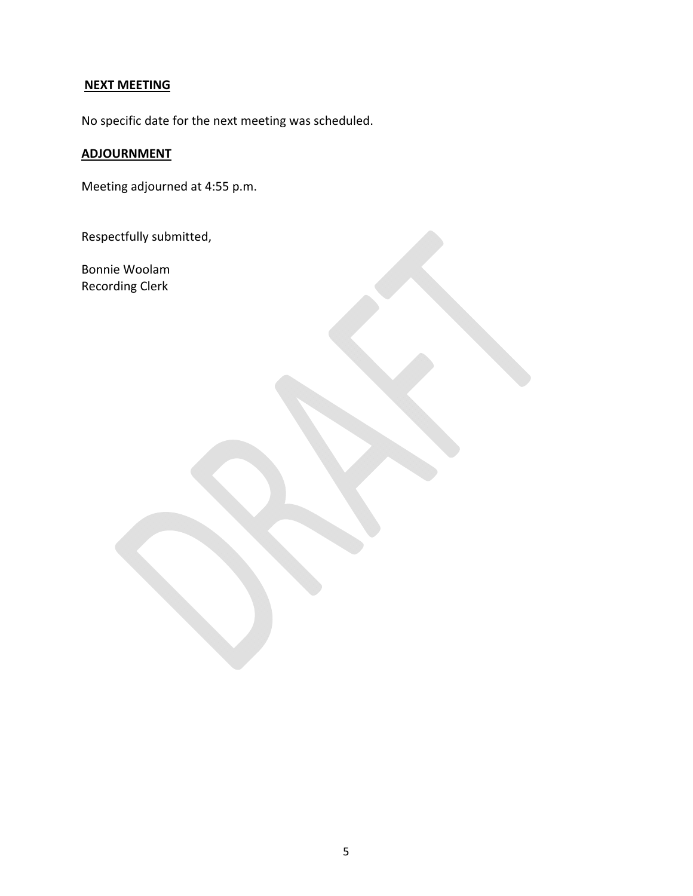**NEXT MEETING**

No specific date for the next meeting was scheduled.

**ADJOURNMENT**

Meeting adjourned at 4:55 p.m.

Respectfully submitted,

Bonnie Woolam
Recording Clerk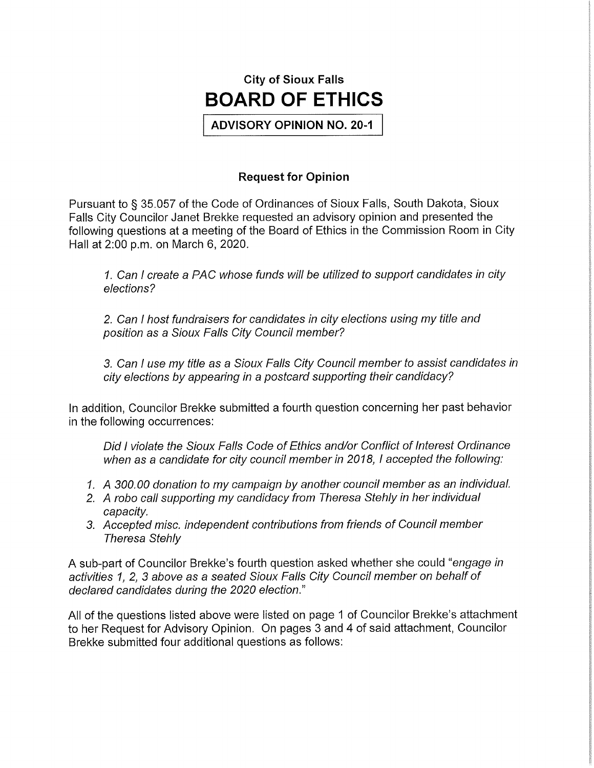# City of Sioux Falls

# BOARD OF ETHICS

**ADVISORY OPINION NO. 20-1**

### Request for Opinion

Pursuant to § 35.057 of the Code of Ordinances of Sioux Falls, South Dakota, Sioux Falls City Councilor Janet Brekke requested an advisory opinion and presented the following questions at a meeting of the Board of Ethics in the Commission Room in City Hall at 2:00 p.m. on March 6, 2020.

> *1. Can I create a PAC whose funds will be utilized to support candidates in city elections?*
>
> *2. Can I host fundraisers for candidates in city elections using my title and position as a Sioux Falls City Council member?*
>
> *3. Can I use my title as a Sioux Falls City Council member to assist candidates in city elections by appearing in a postcard supporting their candidacy?*

In addition, Councilor Brekke submitted a fourth question concerning her past behavior in the following occurrences:

> *Did I violate the Sioux Falls Code of Ethics and/or Conflict of Interest Ordinance when as a candidate for city council member in 2018, I accepted the following:*
>
> 1. *A 300.00 donation to my campaign by another council member as an individual.*
> 2. *A robo call supporting my candidacy from Theresa Stehly in her individual capacity.*
> 3. *Accepted misc. independent contributions from friends of Council member Theresa Stehly*

A sub-part of Councilor Brekke's fourth question asked whether she could "*engage in activities 1, 2, 3 above as a seated Sioux Falls City Council member on behalf of declared candidates during the 2020 election.*"

All of the questions listed above were listed on page 1 of Councilor Brekke's attachment to her Request for Advisory Opinion. On pages 3 and 4 of said attachment, Councilor Brekke submitted four additional questions as follows: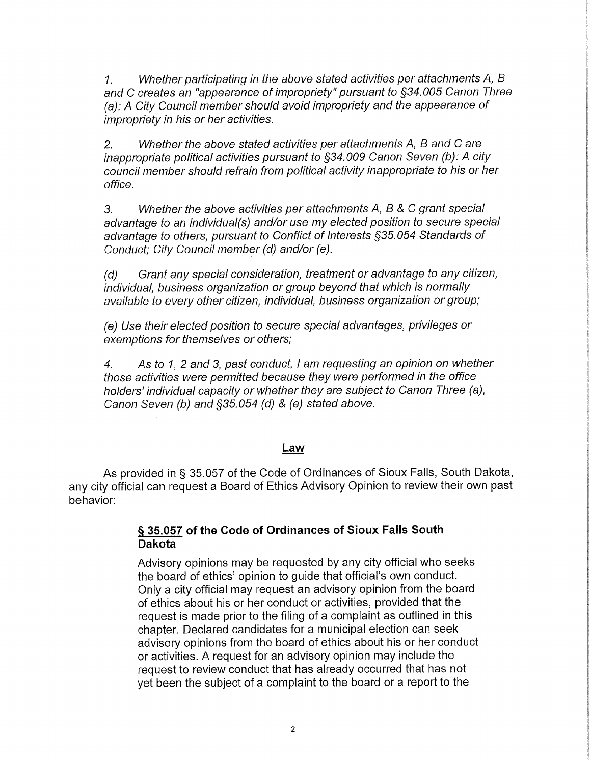*1. Whether participating in the above stated activities per attachments A, B and C creates an "appearance of impropriety" pursuant to §34.005 Canon Three (a): A City Council member should avoid impropriety and the appearance of impropriety in his or her activities.*

*2. Whether the above stated activities per attachments A, B and C are inappropriate political activities pursuant to §34.009 Canon Seven (b): A city council member should refrain from political activity inappropriate to his or her office.*

*3. Whether the above activities per attachments A, B & C grant special advantage to an individual(s) and/or use my elected position to secure special advantage to others, pursuant to Conflict of Interests §35.054 Standards of Conduct; City Council member (d) and/or (e).*

*(d) Grant any special consideration, treatment or advantage to any citizen, individual, business organization or group beyond that which is normally available to every other citizen, individual, business organization or group;*

*(e) Use their elected position to secure special advantages, privileges or exemptions for themselves or others;*

*4. As to 1, 2 and 3, past conduct, I am requesting an opinion on whether those activities were permitted because they were performed in the office holders' individual capacity or whether they are subject to Canon Three (a), Canon Seven (b) and §35.054 (d) & (e) stated above.*

## Law

As provided in § 35.057 of the Code of Ordinances of Sioux Falls, South Dakota, any city official can request a Board of Ethics Advisory Opinion to review their own past behavior:

> **<u>§ 35.057</u> of the Code of Ordinances of Sioux Falls South Dakota**
>
> Advisory opinions may be requested by any city official who seeks the board of ethics' opinion to guide that official's own conduct. Only a city official may request an advisory opinion from the board of ethics about his or her conduct or activities, provided that the request is made prior to the filing of a complaint as outlined in this chapter. Declared candidates for a municipal election can seek advisory opinions from the board of ethics about his or her conduct or activities. A request for an advisory opinion may include the request to review conduct that has already occurred that has not yet been the subject of a complaint to the board or a report to the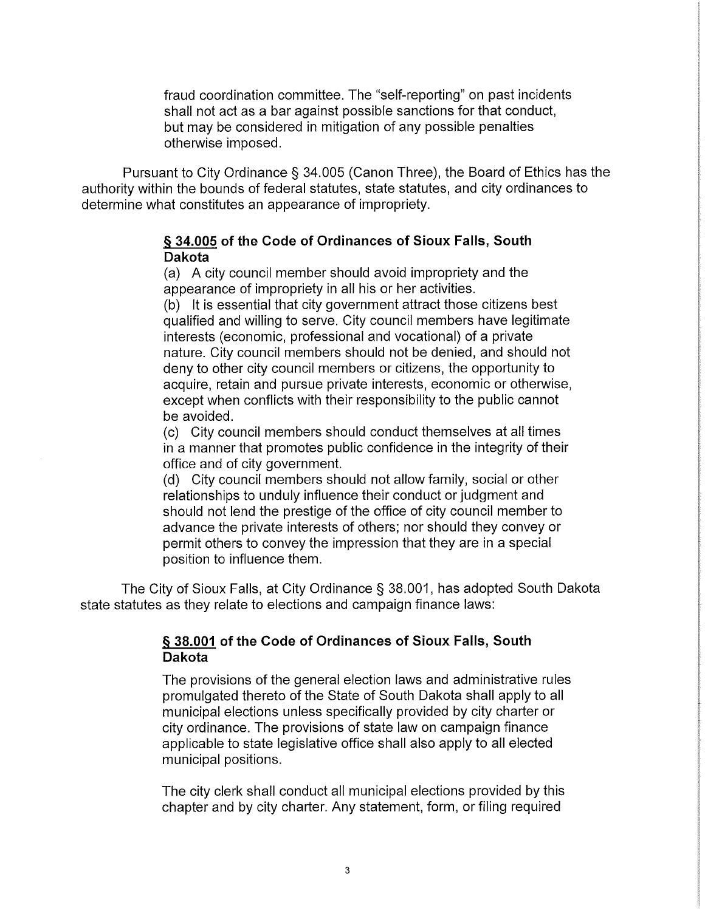> fraud coordination committee. The "self-reporting" on past incidents shall not act as a bar against possible sanctions for that conduct, but may be considered in mitigation of any possible penalties otherwise imposed.

Pursuant to City Ordinance § 34.005 (Canon Three), the Board of Ethics has the authority within the bounds of federal statutes, state statutes, and city ordinances to determine what constitutes an appearance of impropriety.

> **<u>§ 34.005</u> of the Code of Ordinances of Sioux Falls, South Dakota**
>
> (a) A city council member should avoid impropriety and the appearance of impropriety in all his or her activities.
>
> (b) It is essential that city government attract those citizens best qualified and willing to serve. City council members have legitimate interests (economic, professional and vocational) of a private nature. City council members should not be denied, and should not deny to other city council members or citizens, the opportunity to acquire, retain and pursue private interests, economic or otherwise, except when conflicts with their responsibility to the public cannot be avoided.
>
> (c) City council members should conduct themselves at all times in a manner that promotes public confidence in the integrity of their office and of city government.
>
> (d) City council members should not allow family, social or other relationships to unduly influence their conduct or judgment and should not lend the prestige of the office of city council member to advance the private interests of others; nor should they convey or permit others to convey the impression that they are in a special position to influence them.

The City of Sioux Falls, at City Ordinance § 38.001, has adopted South Dakota state statutes as they relate to elections and campaign finance laws:

> **<u>§ 38.001</u> of the Code of Ordinances of Sioux Falls, South Dakota**
>
> The provisions of the general election laws and administrative rules promulgated thereto of the State of South Dakota shall apply to all municipal elections unless specifically provided by city charter or city ordinance. The provisions of state law on campaign finance applicable to state legislative office shall also apply to all elected municipal positions.
>
> The city clerk shall conduct all municipal elections provided by this chapter and by city charter. Any statement, form, or filing required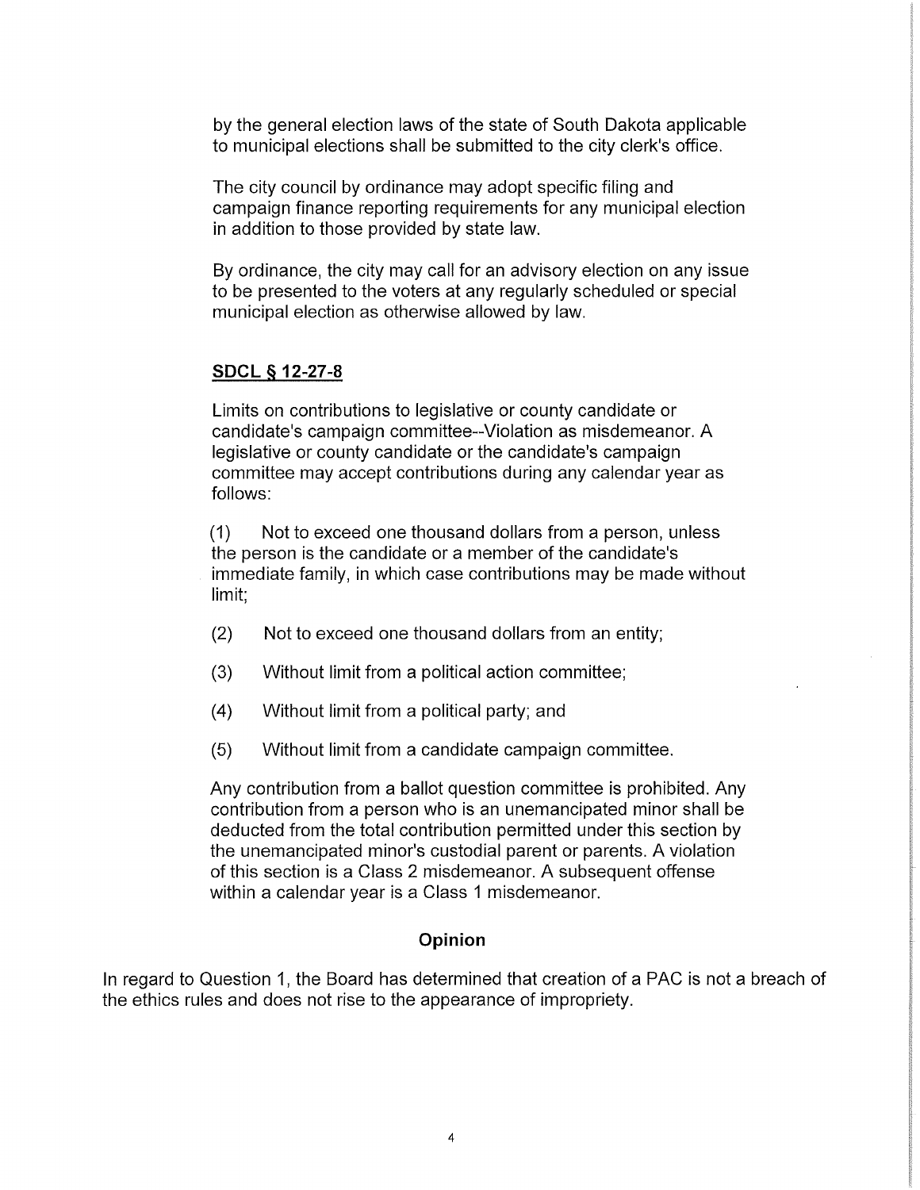by the general election laws of the state of South Dakota applicable to municipal elections shall be submitted to the city clerk's office.

The city council by ordinance may adopt specific filing and campaign finance reporting requirements for any municipal election in addition to those provided by state law.

By ordinance, the city may call for an advisory election on any issue to be presented to the voters at any regularly scheduled or special municipal election as otherwise allowed by law.

**SDCL § 12-27-8**

Limits on contributions to legislative or county candidate or candidate's campaign committee--Violation as misdemeanor. A legislative or county candidate or the candidate's campaign committee may accept contributions during any calendar year as follows:

(1) Not to exceed one thousand dollars from a person, unless the person is the candidate or a member of the candidate's immediate family, in which case contributions may be made without limit;

(2) Not to exceed one thousand dollars from an entity;

(3) Without limit from a political action committee;

(4) Without limit from a political party; and

(5) Without limit from a candidate campaign committee.

Any contribution from a ballot question committee is prohibited. Any contribution from a person who is an unemancipated minor shall be deducted from the total contribution permitted under this section by the unemancipated minor's custodial parent or parents. A violation of this section is a Class 2 misdemeanor. A subsequent offense within a calendar year is a Class 1 misdemeanor.

## Opinion

In regard to Question 1, the Board has determined that creation of a PAC is not a breach of the ethics rules and does not rise to the appearance of impropriety.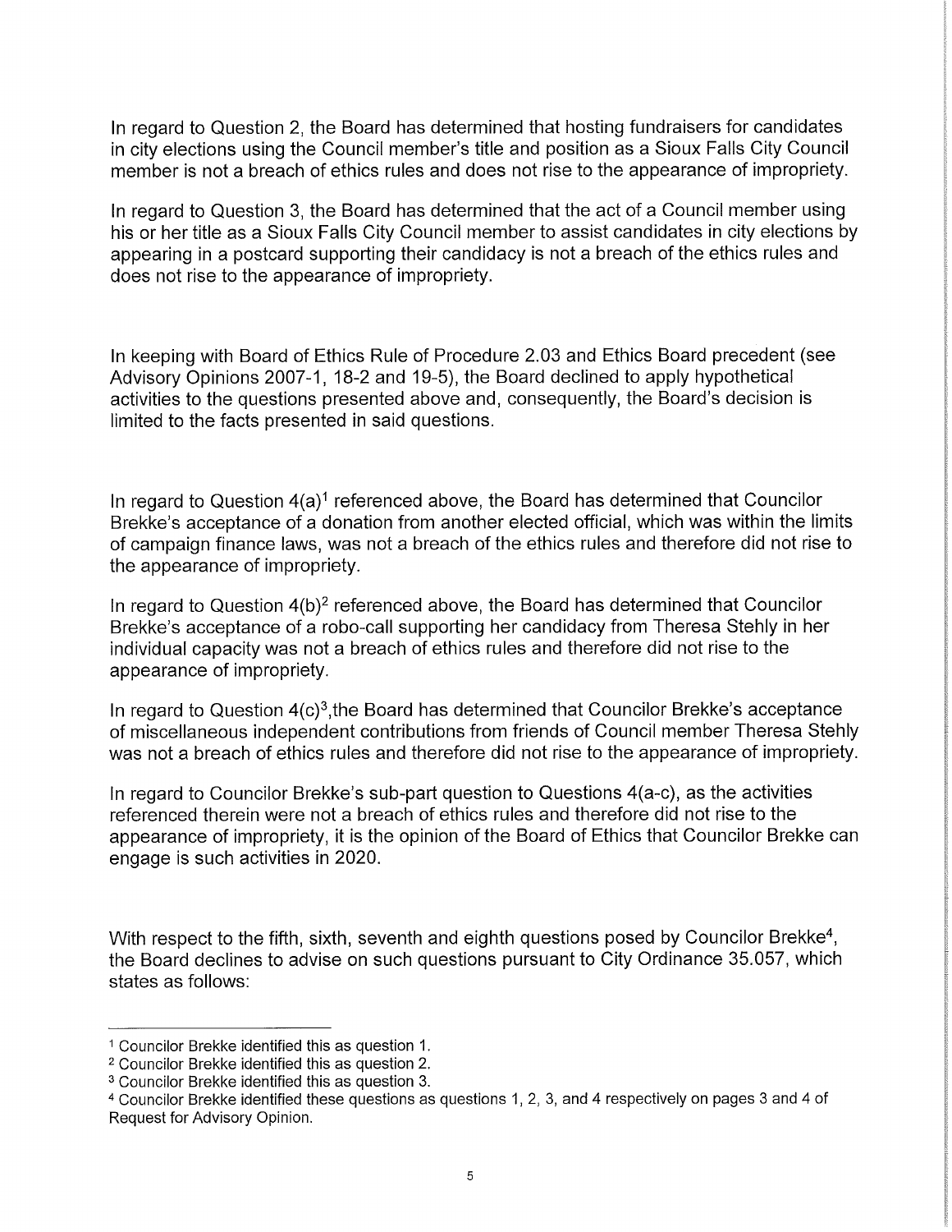In regard to Question 2, the Board has determined that hosting fundraisers for candidates in city elections using the Council member's title and position as a Sioux Falls City Council member is not a breach of ethics rules and does not rise to the appearance of impropriety.

In regard to Question 3, the Board has determined that the act of a Council member using his or her title as a Sioux Falls City Council member to assist candidates in city elections by appearing in a postcard supporting their candidacy is not a breach of the ethics rules and does not rise to the appearance of impropriety.

In keeping with Board of Ethics Rule of Procedure 2.03 and Ethics Board precedent (see Advisory Opinions 2007-1, 18-2 and 19-5), the Board declined to apply hypothetical activities to the questions presented above and, consequently, the Board's decision is limited to the facts presented in said questions.

In regard to Question 4(a)[1] referenced above, the Board has determined that Councilor Brekke's acceptance of a donation from another elected official, which was within the limits of campaign finance laws, was not a breach of the ethics rules and therefore did not rise to the appearance of impropriety.

In regard to Question 4(b)[2] referenced above, the Board has determined that Councilor Brekke's acceptance of a robo-call supporting her candidacy from Theresa Stehly in her individual capacity was not a breach of ethics rules and therefore did not rise to the appearance of impropriety.

In regard to Question 4(c)[3],the Board has determined that Councilor Brekke's acceptance of miscellaneous independent contributions from friends of Council member Theresa Stehly was not a breach of ethics rules and therefore did not rise to the appearance of impropriety.

In regard to Councilor Brekke's sub-part question to Questions 4(a-c), as the activities referenced therein were not a breach of ethics rules and therefore did not rise to the appearance of impropriety, it is the opinion of the Board of Ethics that Councilor Brekke can engage is such activities in 2020.

With respect to the fifth, sixth, seventh and eighth questions posed by Councilor Brekke[4], the Board declines to advise on such questions pursuant to City Ordinance 35.057, which states as follows:

---

[1] Councilor Brekke identified this as question 1.

[2] Councilor Brekke identified this as question 2.

[3] Councilor Brekke identified this as question 3.

[4] Councilor Brekke identified these questions as questions 1, 2, 3, and 4 respectively on pages 3 and 4 of Request for Advisory Opinion.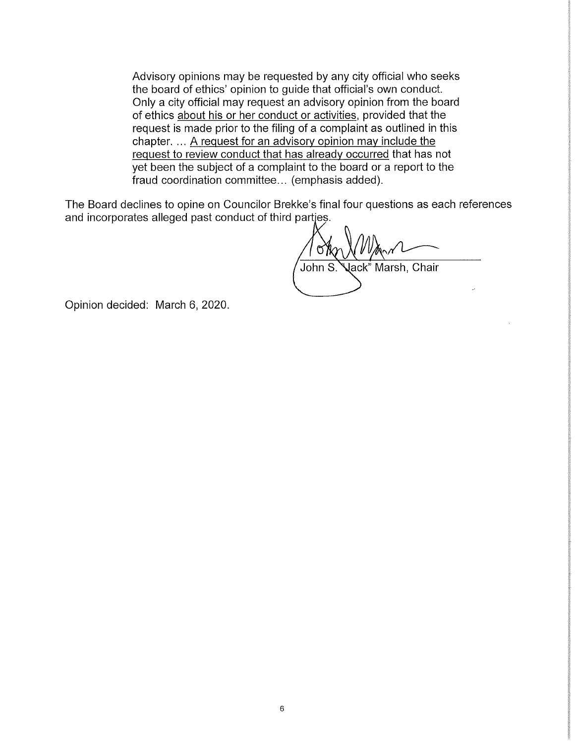> Advisory opinions may be requested by any city official who seeks the board of ethics' opinion to guide that official's own conduct. Only a city official may request an advisory opinion from the board of ethics <u>about his or her conduct or activities</u>, provided that the request is made prior to the filing of a complaint as outlined in this chapter. ... <u>A request for an advisory opinion may include the request to review conduct that has already occurred</u> that has not yet been the subject of a complaint to the board or a report to the fraud coordination committee... (emphasis added).

The Board declines to opine on Councilor Brekke's final four questions as each references and incorporates alleged past conduct of third parties.

John S. "Jack" Marsh, Chair

Opinion decided: March 6, 2020.